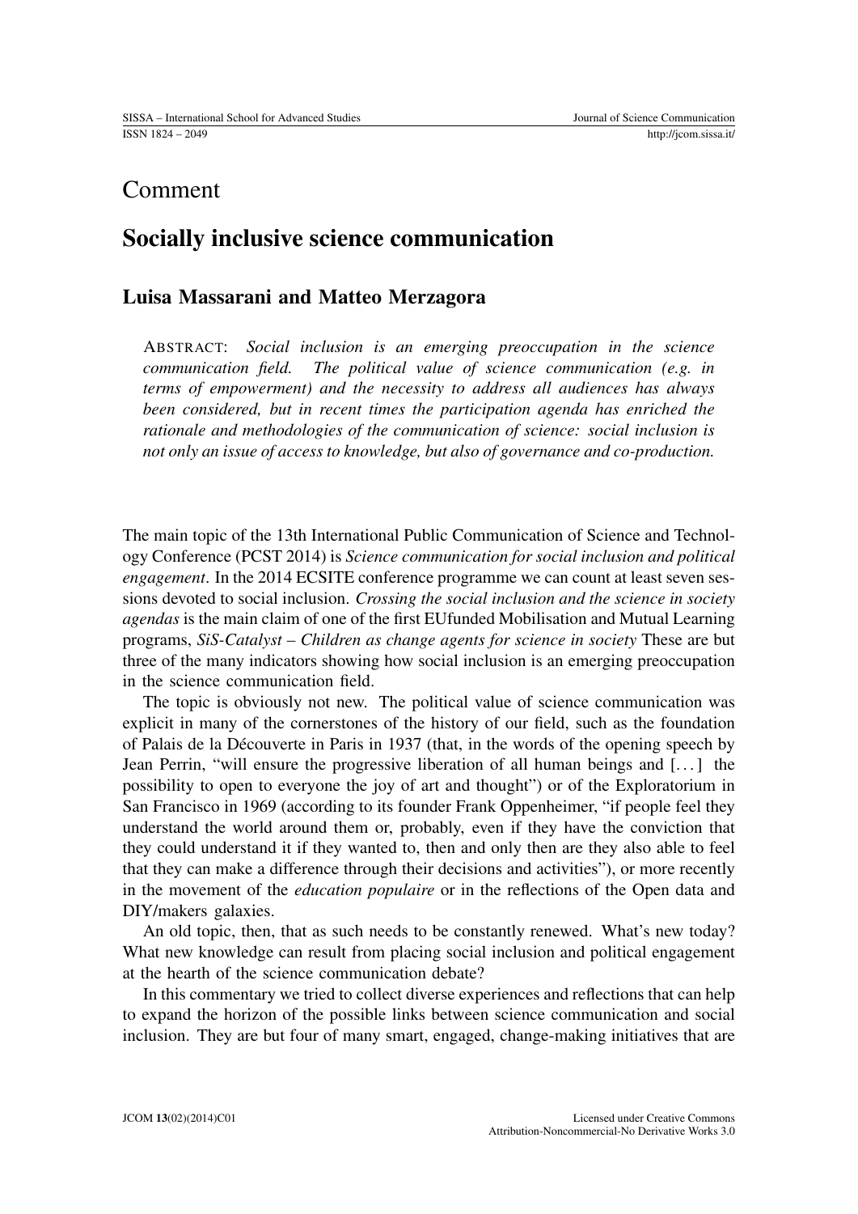# Comment

## Socially inclusive science communication

### Luisa Massarani and Matteo Merzagora

ABSTRACT: *Social inclusion is an emerging preoccupation in the science communication field. The political value of science communication (e.g. in terms of empowerment) and the necessity to address all audiences has always been considered, but in recent times the participation agenda has enriched the rationale and methodologies of the communication of science: social inclusion is not only an issue of access to knowledge, but also of governance and co-production.*

The main topic of the 13th International Public Communication of Science and Technology Conference (PCST 2014) is *Science communication for social inclusion and political engagement*. In the 2014 ECSITE conference programme we can count at least seven sessions devoted to social inclusion. *Crossing the social inclusion and the science in society agendas* is the main claim of one of the first EUfunded Mobilisation and Mutual Learning programs, *SiS-Catalyst – Children as change agents for science in society* These are but three of the many indicators showing how social inclusion is an emerging preoccupation in the science communication field.

The topic is obviously not new. The political value of science communication was explicit in many of the cornerstones of the history of our field, such as the foundation of Palais de la Découverte in Paris in 1937 (that, in the words of the opening speech by Jean Perrin, "will ensure the progressive liberation of all human beings and [...] the possibility to open to everyone the joy of art and thought") or of the Exploratorium in San Francisco in 1969 (according to its founder Frank Oppenheimer, "if people feel they understand the world around them or, probably, even if they have the conviction that they could understand it if they wanted to, then and only then are they also able to feel that they can make a difference through their decisions and activities"), or more recently in the movement of the *education populaire* or in the reflections of the Open data and DIY/makers galaxies.

An old topic, then, that as such needs to be constantly renewed. What's new today? What new knowledge can result from placing social inclusion and political engagement at the hearth of the science communication debate?

In this commentary we tried to collect diverse experiences and reflections that can help to expand the horizon of the possible links between science communication and social inclusion. They are but four of many smart, engaged, change-making initiatives that are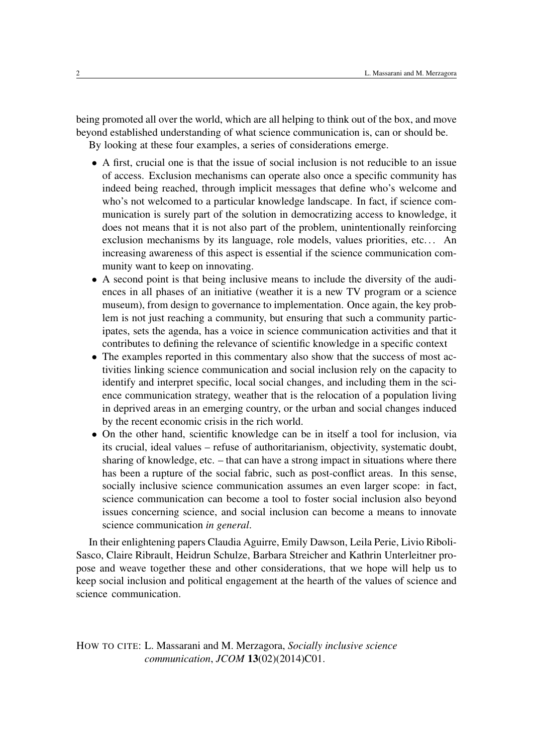being promoted all over the world, which are all helping to think out of the box, and move beyond established understanding of what science communication is, can or should be.

By looking at these four examples, a series of considerations emerge.

- A first, crucial one is that the issue of social inclusion is not reducible to an issue of access. Exclusion mechanisms can operate also once a specific community has indeed being reached, through implicit messages that define who's welcome and who's not welcomed to a particular knowledge landscape. In fact, if science communication is surely part of the solution in democratizing access to knowledge, it does not means that it is not also part of the problem, unintentionally reinforcing exclusion mechanisms by its language, role models, values priorities, etc... An increasing awareness of this aspect is essential if the science communication community want to keep on innovating.
- A second point is that being inclusive means to include the diversity of the audiences in all phases of an initiative (weather it is a new TV program or a science museum), from design to governance to implementation. Once again, the key problem is not just reaching a community, but ensuring that such a community participates, sets the agenda, has a voice in science communication activities and that it contributes to defining the relevance of scientific knowledge in a specific context
- The examples reported in this commentary also show that the success of most activities linking science communication and social inclusion rely on the capacity to identify and interpret specific, local social changes, and including them in the science communication strategy, weather that is the relocation of a population living in deprived areas in an emerging country, or the urban and social changes induced by the recent economic crisis in the rich world.
- On the other hand, scientific knowledge can be in itself a tool for inclusion, via its crucial, ideal values – refuse of authoritarianism, objectivity, systematic doubt, sharing of knowledge, etc. – that can have a strong impact in situations where there has been a rupture of the social fabric, such as post-conflict areas. In this sense, socially inclusive science communication assumes an even larger scope: in fact, science communication can become a tool to foster social inclusion also beyond issues concerning science, and social inclusion can become a means to innovate science communication *in general*.

In their enlightening papers Claudia Aguirre, Emily Dawson, Leila Perie, Livio Riboli-Sasco, Claire Ribrault, Heidrun Schulze, Barbara Streicher and Kathrin Unterleitner propose and weave together these and other considerations, that we hope will help us to keep social inclusion and political engagement at the hearth of the values of science and science communication.

HOW TO CITE: L. Massarani and M. Merzagora, *Socially inclusive science communication*, *JCOM* **13**(02)(2014)C01.